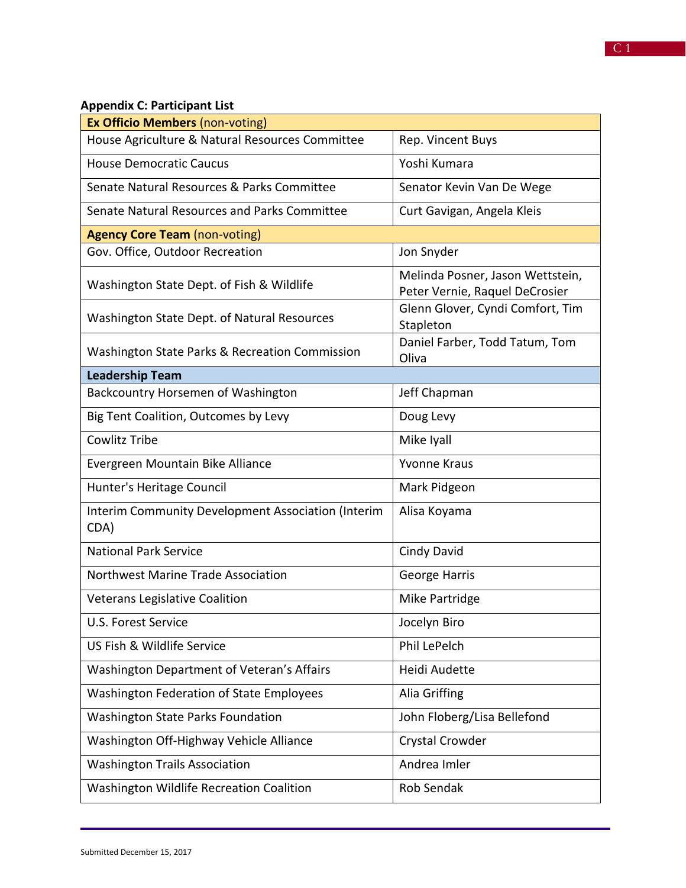**Appendix C: Participant List**

| **Ex Officio Members** (non-voting) | |
|---|---|
| House Agriculture & Natural Resources Committee | Rep. Vincent Buys |
| House Democratic Caucus | Yoshi Kumara |
| Senate Natural Resources & Parks Committee | Senator Kevin Van De Wege |
| Senate Natural Resources and Parks Committee | Curt Gavigan, Angela Kleis |
| **Agency Core Team** (non-voting) | |
| Gov. Office, Outdoor Recreation | Jon Snyder |
| Washington State Dept. of Fish & Wildlife | Melinda Posner, Jason Wettstein, Peter Vernie, Raquel DeCrosier |
| Washington State Dept. of Natural Resources | Glenn Glover, Cyndi Comfort, Tim Stapleton |
| Washington State Parks & Recreation Commission | Daniel Farber, Todd Tatum, Tom Oliva |
| **Leadership Team** | |
| Backcountry Horsemen of Washington | Jeff Chapman |
| Big Tent Coalition, Outcomes by Levy | Doug Levy |
| Cowlitz Tribe | Mike Iyall |
| Evergreen Mountain Bike Alliance | Yvonne Kraus |
| Hunter's Heritage Council | Mark Pidgeon |
| Interim Community Development Association (Interim CDA) | Alisa Koyama |
| National Park Service | Cindy David |
| Northwest Marine Trade Association | George Harris |
| Veterans Legislative Coalition | Mike Partridge |
| U.S. Forest Service | Jocelyn Biro |
| US Fish & Wildlife Service | Phil LePelch |
| Washington Department of Veteran's Affairs | Heidi Audette |
| Washington Federation of State Employees | Alia Griffing |
| Washington State Parks Foundation | John Floberg/Lisa Bellefond |
| Washington Off-Highway Vehicle Alliance | Crystal Crowder |
| Washington Trails Association | Andrea Imler |
| Washington Wildlife Recreation Coalition | Rob Sendak |

Submitted December 15, 2017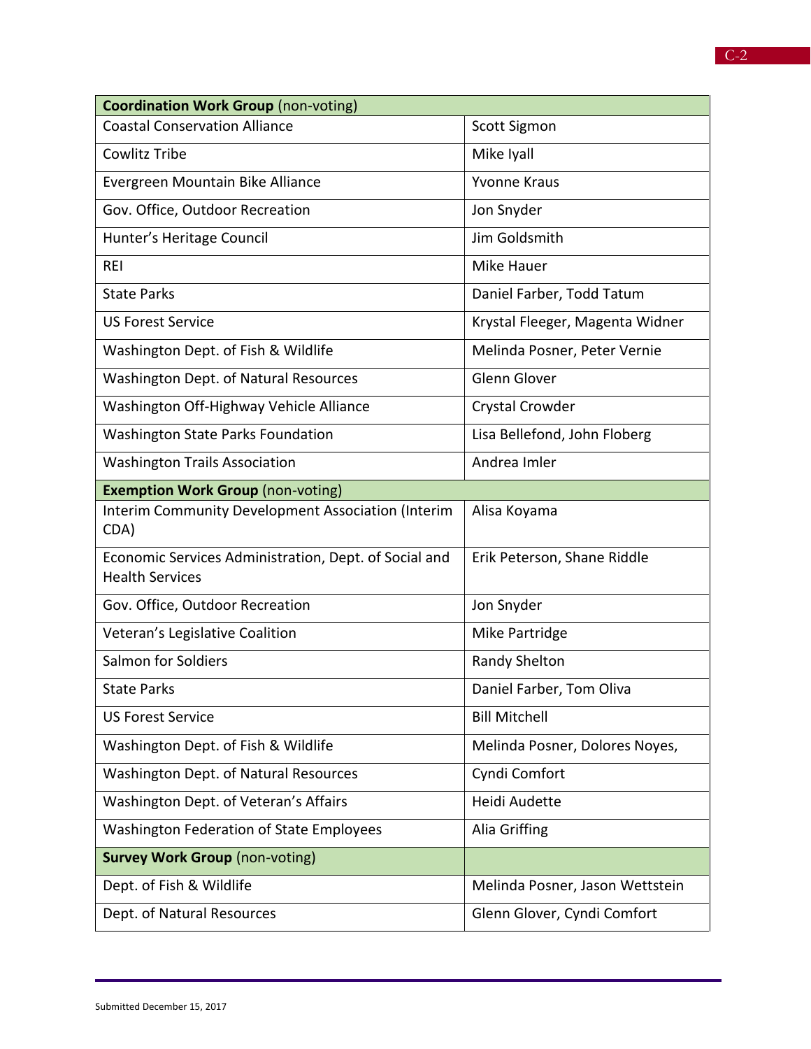| **Coordination Work Group** (non-voting) | |
|---|---|
| Coastal Conservation Alliance | Scott Sigmon |
| Cowlitz Tribe | Mike Iyall |
| Evergreen Mountain Bike Alliance | Yvonne Kraus |
| Gov. Office, Outdoor Recreation | Jon Snyder |
| Hunter's Heritage Council | Jim Goldsmith |
| REI | Mike Hauer |
| State Parks | Daniel Farber, Todd Tatum |
| US Forest Service | Krystal Fleeger, Magenta Widner |
| Washington Dept. of Fish & Wildlife | Melinda Posner, Peter Vernie |
| Washington Dept. of Natural Resources | Glenn Glover |
| Washington Off-Highway Vehicle Alliance | Crystal Crowder |
| Washington State Parks Foundation | Lisa Bellefond, John Floberg |
| Washington Trails Association | Andrea Imler |
| **Exemption Work Group** (non-voting) | |
| Interim Community Development Association (Interim CDA) | Alisa Koyama |
| Economic Services Administration, Dept. of Social and Health Services | Erik Peterson, Shane Riddle |
| Gov. Office, Outdoor Recreation | Jon Snyder |
| Veteran's Legislative Coalition | Mike Partridge |
| Salmon for Soldiers | Randy Shelton |
| State Parks | Daniel Farber, Tom Oliva |
| US Forest Service | Bill Mitchell |
| Washington Dept. of Fish & Wildlife | Melinda Posner, Dolores Noyes, |
| Washington Dept. of Natural Resources | Cyndi Comfort |
| Washington Dept. of Veteran's Affairs | Heidi Audette |
| Washington Federation of State Employees | Alia Griffing |
| **Survey Work Group** (non-voting) | |
| Dept. of Fish & Wildlife | Melinda Posner, Jason Wettstein |
| Dept. of Natural Resources | Glenn Glover, Cyndi Comfort |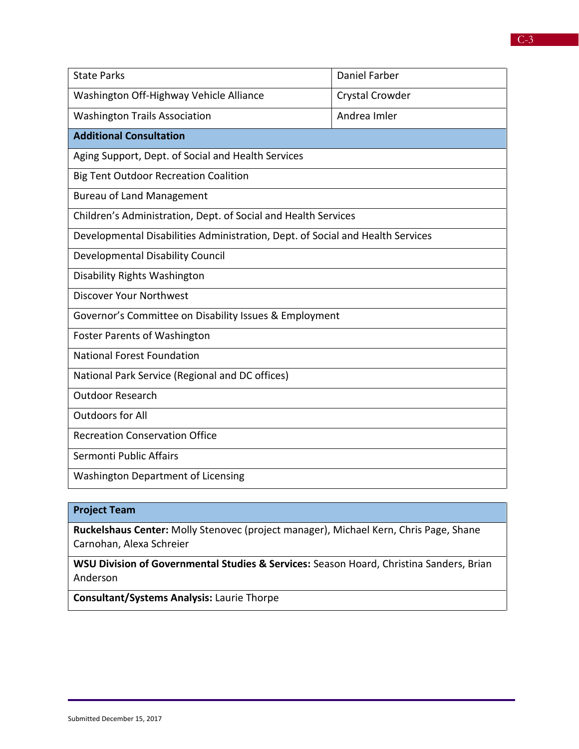| | |
|---|---|
| State Parks | Daniel Farber |
| Washington Off-Highway Vehicle Alliance | Crystal Crowder |
| Washington Trails Association | Andrea Imler |
| **Additional Consultation** | |
| Aging Support, Dept. of Social and Health Services | |
| Big Tent Outdoor Recreation Coalition | |
| Bureau of Land Management | |
| Children's Administration, Dept. of Social and Health Services | |
| Developmental Disabilities Administration, Dept. of Social and Health Services | |
| Developmental Disability Council | |
| Disability Rights Washington | |
| Discover Your Northwest | |
| Governor's Committee on Disability Issues & Employment | |
| Foster Parents of Washington | |
| National Forest Foundation | |
| National Park Service (Regional and DC offices) | |
| Outdoor Research | |
| Outdoors for All | |
| Recreation Conservation Office | |
| Sermonti Public Affairs | |
| Washington Department of Licensing | |

| **Project Team** |
|---|
| **Ruckelshaus Center:** Molly Stenovec (project manager), Michael Kern, Chris Page, Shane Carnohan, Alexa Schreier |
| **WSU Division of Governmental Studies & Services:** Season Hoard, Christina Sanders, Brian Anderson |
| **Consultant/Systems Analysis:** Laurie Thorpe |